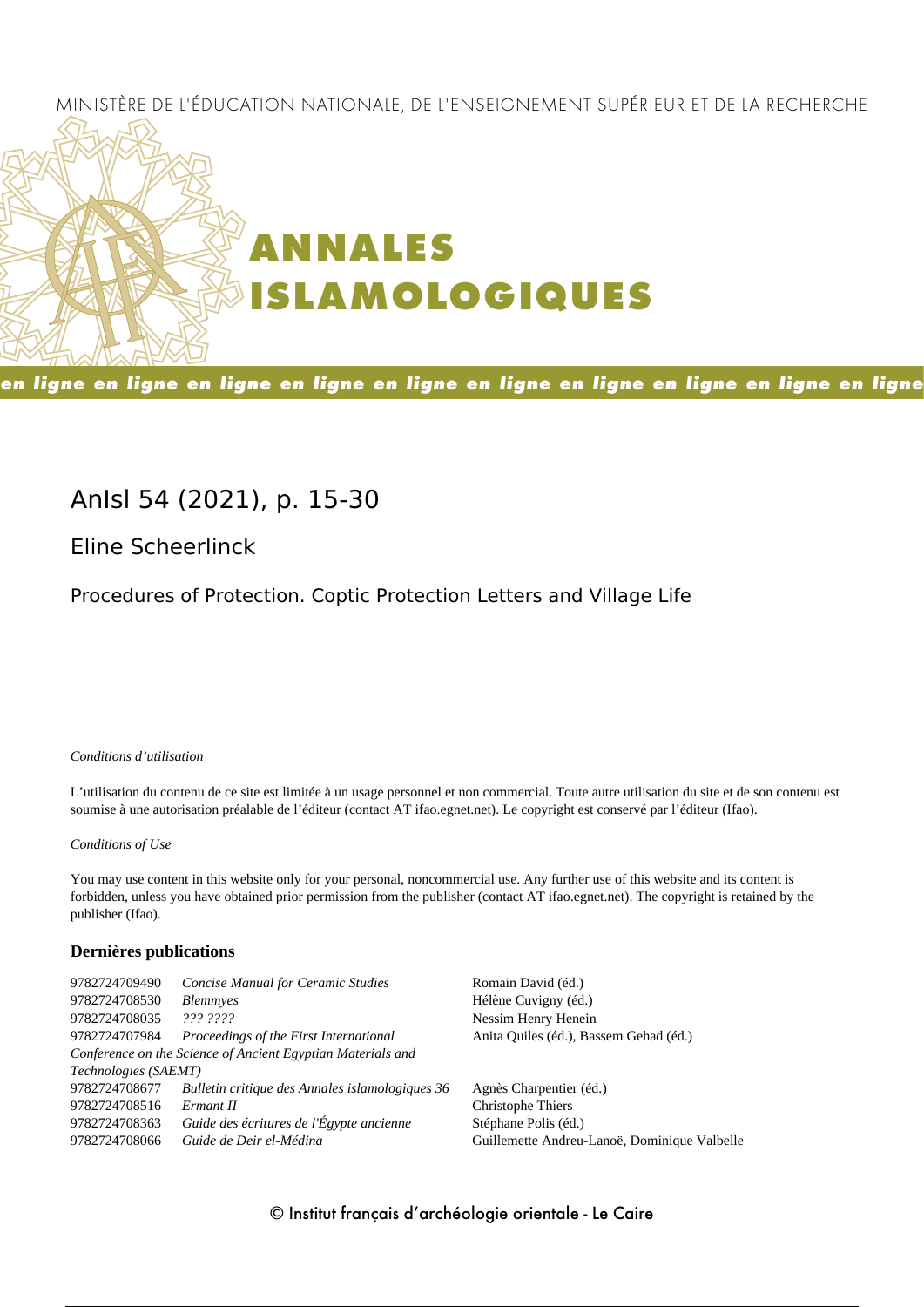MINISTÈRE DE L'ÉDUCATION NATIONALE, DE L'ENSEIGNEMENT SUPÉRIEUR ET DE LA RECHERCHE

# ANNALES ISLAMOLOGIQUES

en ligne en ligne en ligne en ligne en ligne en ligne en ligne en ligne en ligne en ligne

## AnIsl 54 (2021), p. 15-30

### Eline Scheerlinck

### Procedures of Protection. Coptic Protection Letters and Village Life

*Conditions d'utilisation*

L'utilisation du contenu de ce site est limitée à un usage personnel et non commercial. Toute autre utilisation du site et de son contenu est soumise à une autorisation préalable de l'éditeur (contact AT ifao.egnet.net). Le copyright est conservé par l'éditeur (Ifao).

*Conditions of Use*

You may use content in this website only for your personal, noncommercial use. Any further use of this website and its content is forbidden, unless you have obtained prior permission from the publisher (contact AT ifao.egnet.net). The copyright is retained by the publisher (Ifao).

**Dernières publications**

| | | |
|---|---|---|
| 9782724709490 | *Concise Manual for Ceramic Studies* | Romain David (éd.) |
| 9782724708530 | *Blemmyes* | Hélène Cuvigny (éd.) |
| 9782724708035 | *??? ????* | Nessim Henry Henein |
| 9782724707984 | *Proceedings of the First International Conference on the Science of Ancient Egyptian Materials and Technologies (SAEMT)* | Anita Quiles (éd.), Bassem Gehad (éd.) |
| 9782724708677 | *Bulletin critique des Annales islamologiques 36* | Agnès Charpentier (éd.) |
| 9782724708516 | *Ermant II* | Christophe Thiers |
| 9782724708363 | *Guide des écritures de l'Égypte ancienne* | Stéphane Polis (éd.) |
| 9782724708066 | *Guide de Deir el-Médina* | Guillemette Andreu-Lanoë, Dominique Valbelle |

© Institut français d'archéologie orientale - Le Caire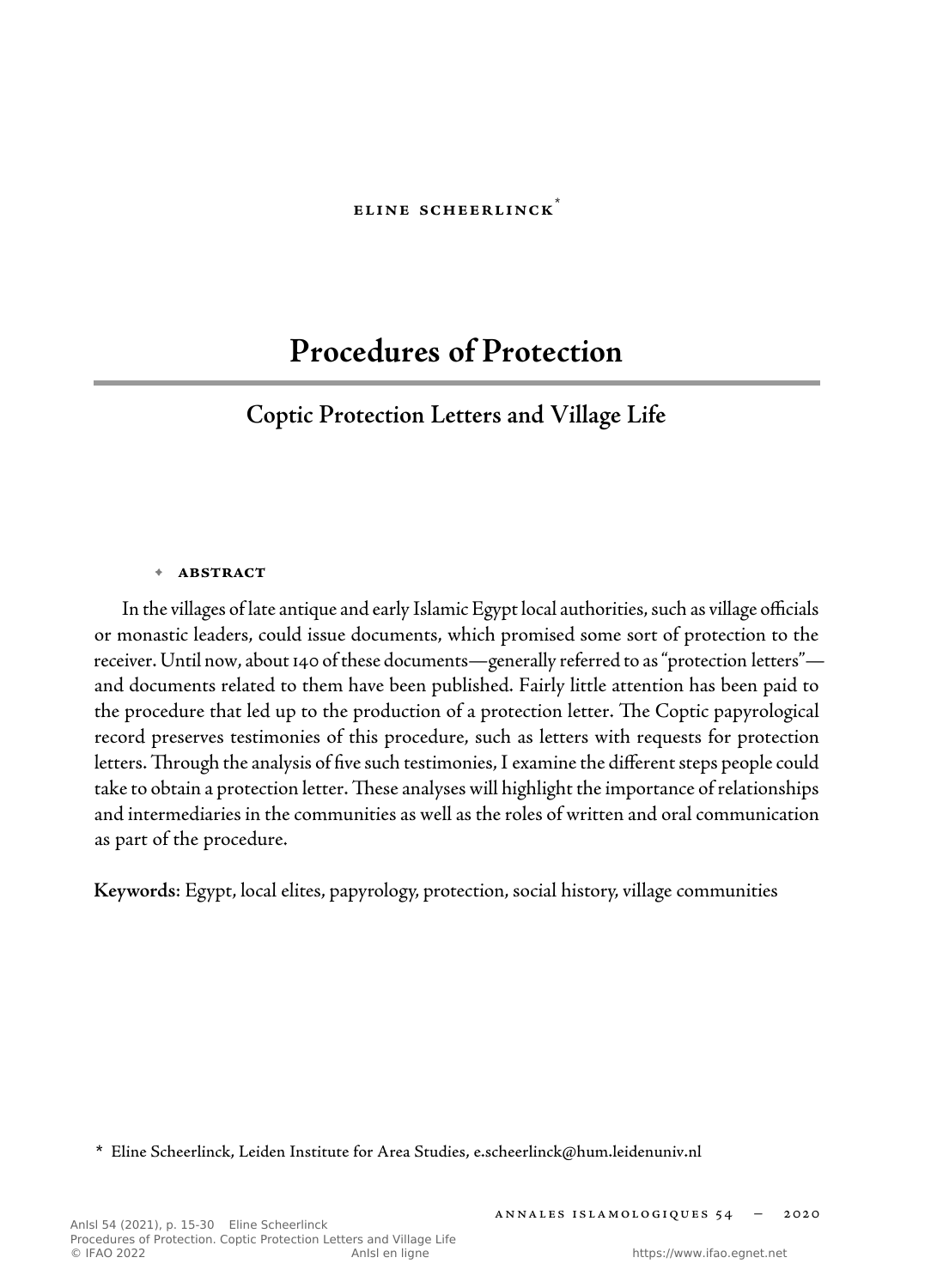Eline Scheerlinck[*]

# Procedures of Protection

## Coptic Protection Letters and Village Life

✦ **Abstract**

In the villages of late antique and early Islamic Egypt local authorities, such as village officials or monastic leaders, could issue documents, which promised some sort of protection to the receiver. Until now, about 140 of these documents—generally referred to as "protection letters"—and documents related to them have been published. Fairly little attention has been paid to the procedure that led up to the production of a protection letter. The Coptic papyrological record preserves testimonies of this procedure, such as letters with requests for protection letters. Through the analysis of five such testimonies, I examine the different steps people could take to obtain a protection letter. These analyses will highlight the importance of relationships and intermediaries in the communities as well as the roles of written and oral communication as part of the procedure.

**Keywords**: Egypt, local elites, papyrology, protection, social history, village communities

[*] Eline Scheerlinck, Leiden Institute for Area Studies, e.scheerlinck@hum.leidenuniv.nl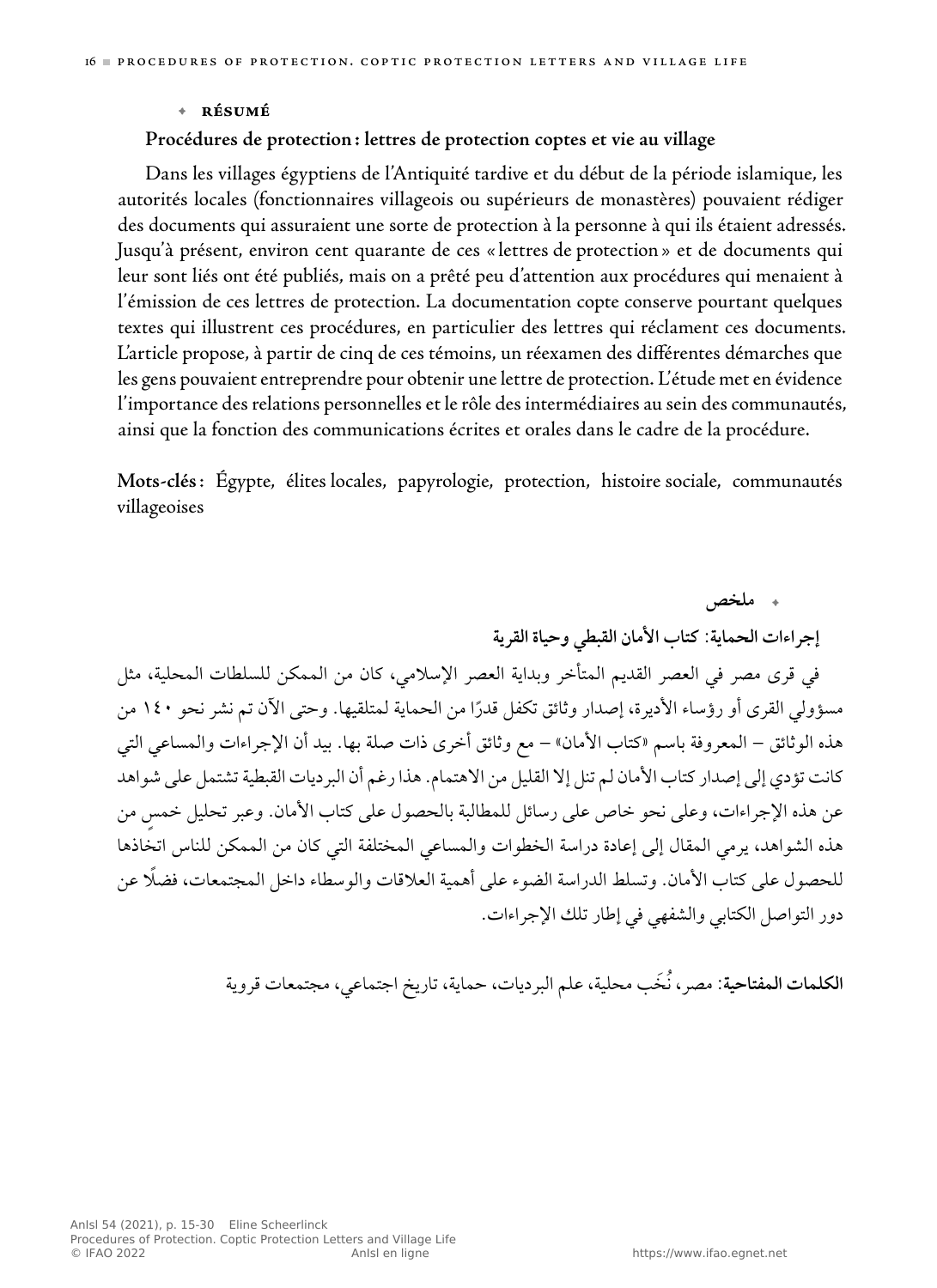## ◆ RÉSUMÉ

**Procédures de protection : lettres de protection coptes et vie au village**

Dans les villages égyptiens de l'Antiquité tardive et du début de la période islamique, les autorités locales (fonctionnaires villageois ou supérieurs de monastères) pouvaient rédiger des documents qui assuraient une sorte de protection à la personne à qui ils étaient adressés. Jusqu'à présent, environ cent quarante de ces « lettres de protection » et de documents qui leur sont liés ont été publiés, mais on a prêté peu d'attention aux procédures qui menaient à l'émission de ces lettres de protection. La documentation copte conserve pourtant quelques textes qui illustrent ces procédures, en particulier des lettres qui réclament ces documents. L'article propose, à partir de cinq de ces témoins, un réexamen des différentes démarches que les gens pouvaient entreprendre pour obtenir une lettre de protection. L'étude met en évidence l'importance des relations personnelles et le rôle des intermédiaires au sein des communautés, ainsi que la fonction des communications écrites et orales dans le cadre de la procédure.

**Mots-clés** : Égypte, élites locales, papyrologie, protection, histoire sociale, communautés villageoises

## ◆ ملخص

**إجراءات الحماية: كتاب الأمان القبطي وحياة القرية**

في قرى مصر في العصر القديم المتأخر وبداية العصر الإسلامي، كان من الممكن للسلطات المحلية، مثل مسؤولي القرى أو رؤساء الأديرة، إصدار وثائق تكفل قدرًا من الحماية لمتلقيها. وحتى الآن تم نشر نحو ١٤٠ من هذه الوثائق – المعروفة باسم «كتاب الأمان» – مع وثائق أخرى ذات صلة بها. بيد أن الإجراءات والمساعي التي كانت تؤدي إلى إصدار كتاب الأمان لم تنل إلا القليل من الاهتمام. هذا رغم أن البرديات القبطية تشتمل على شواهد عن هذه الإجراءات، وعلى نحو خاص على رسائل للمطالبة بالحصول على كتاب الأمان. وعبر تحليل خمسٍ من هذه الشواهد، يرمي المقال إلى إعادة دراسة الخطوات والمساعي المختلفة التي كان من الممكن للناس اتخاذها للحصول على كتاب الأمان. وتسلط الدراسة الضوء على أهمية العلاقات والوسطاء داخل المجتمعات، فضلًا عن دور التواصل الكتابي والشفهي في إطار تلك الإجراءات.

**الكلمات المفتاحية**: مصر، نُخَب محلية، علم البرديات، حماية، تاريخ اجتماعي، مجتمعات قروية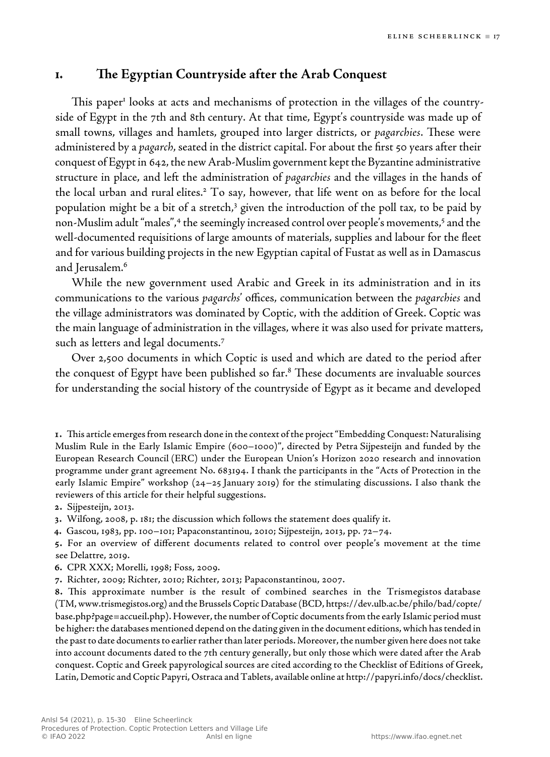## 1. The Egyptian Countryside after the Arab Conquest

This paper[1] looks at acts and mechanisms of protection in the villages of the countryside of Egypt in the 7th and 8th century. At that time, Egypt's countryside was made up of small towns, villages and hamlets, grouped into larger districts, or *pagarchies*. These were administered by a *pagarch*, seated in the district capital. For about the first 50 years after their conquest of Egypt in 642, the new Arab-Muslim government kept the Byzantine administrative structure in place, and left the administration of *pagarchies* and the villages in the hands of the local urban and rural elites.[2] To say, however, that life went on as before for the local population might be a bit of a stretch,[3] given the introduction of the poll tax, to be paid by non-Muslim adult "males",[4] the seemingly increased control over people's movements,[5] and the well-documented requisitions of large amounts of materials, supplies and labour for the fleet and for various building projects in the new Egyptian capital of Fustat as well as in Damascus and Jerusalem.[6]

While the new government used Arabic and Greek in its administration and in its communications to the various *pagarchs*' offices, communication between the *pagarchies* and the village administrators was dominated by Coptic, with the addition of Greek. Coptic was the main language of administration in the villages, where it was also used for private matters, such as letters and legal documents.[7]

Over 2,500 documents in which Coptic is used and which are dated to the period after the conquest of Egypt have been published so far.[8] These documents are invaluable sources for understanding the social history of the countryside of Egypt as it became and developed

1. This article emerges from research done in the context of the project "Embedding Conquest: Naturalising Muslim Rule in the Early Islamic Empire (600–1000)", directed by Petra Sijpesteijn and funded by the European Research Council (ERC) under the European Union's Horizon 2020 research and innovation programme under grant agreement No. 683194. I thank the participants in the "Acts of Protection in the early Islamic Empire" workshop (24–25 January 2019) for the stimulating discussions. I also thank the reviewers of this article for their helpful suggestions.

2. Sijpesteijn, 2013.

3. Wilfong, 2008, p. 181; the discussion which follows the statement does qualify it.

4. Gascou, 1983, pp. 100–101; Papaconstantinou, 2010; Sijpesteijn, 2013, pp. 72–74.

5. For an overview of different documents related to control over people's movement at the time see Delattre, 2019.

6. CPR XXX; Morelli, 1998; Foss, 2009.

7. Richter, 2009; Richter, 2010; Richter, 2013; Papaconstantinou, 2007.

8. This approximate number is the result of combined searches in the Trismegistos database (TM, www.trismegistos.org) and the Brussels Coptic Database (BCD, https://dev.ulb.ac.be/philo/bad/copte/base.php?page=accueil.php). However, the number of Coptic documents from the early Islamic period must be higher: the databases mentioned depend on the dating given in the document editions, which has tended in the past to date documents to earlier rather than later periods. Moreover, the number given here does not take into account documents dated to the 7th century generally, but only those which were dated after the Arab conquest. Coptic and Greek papyrological sources are cited according to the Checklist of Editions of Greek, Latin, Demotic and Coptic Papyri, Ostraca and Tablets, available online at http://papyri.info/docs/checklist.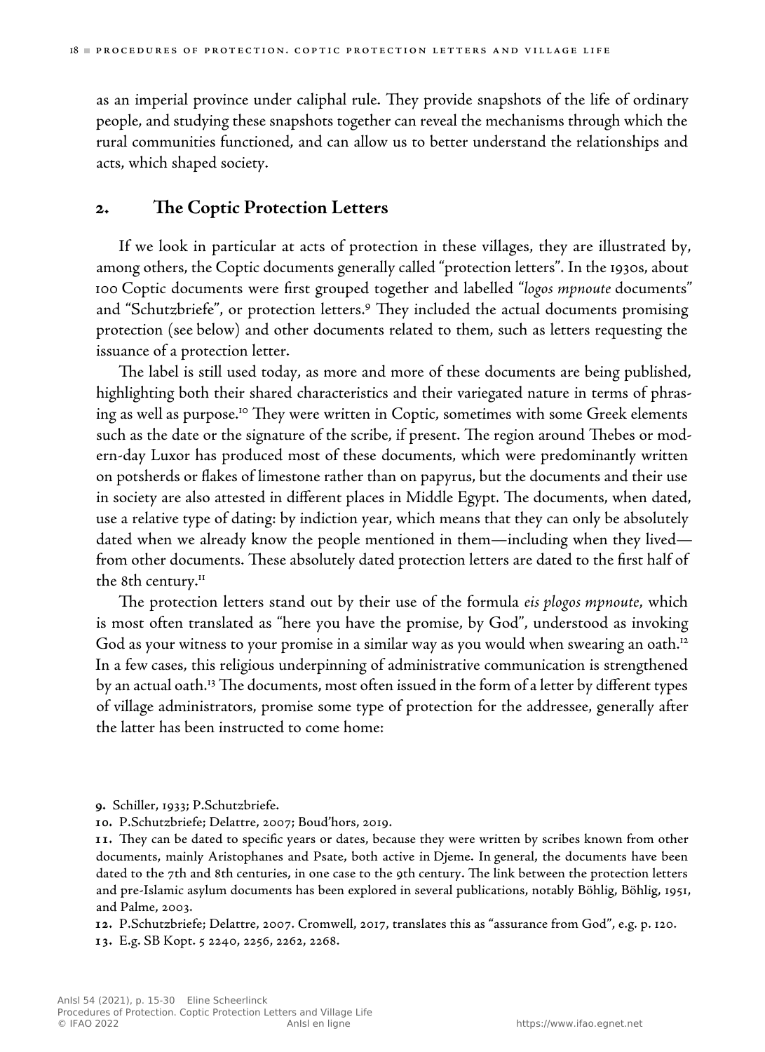as an imperial province under caliphal rule. They provide snapshots of the life of ordinary people, and studying these snapshots together can reveal the mechanisms through which the rural communities functioned, and can allow us to better understand the relationships and acts, which shaped society.

## 2. The Coptic Protection Letters

If we look in particular at acts of protection in these villages, they are illustrated by, among others, the Coptic documents generally called "protection letters". In the 1930s, about 100 Coptic documents were first grouped together and labelled "*logos mpnoute* documents" and "Schutzbriefe", or protection letters.[9] They included the actual documents promising protection (see below) and other documents related to them, such as letters requesting the issuance of a protection letter.

The label is still used today, as more and more of these documents are being published, highlighting both their shared characteristics and their variegated nature in terms of phrasing as well as purpose.[10] They were written in Coptic, sometimes with some Greek elements such as the date or the signature of the scribe, if present. The region around Thebes or modern-day Luxor has produced most of these documents, which were predominantly written on potsherds or flakes of limestone rather than on papyrus, but the documents and their use in society are also attested in different places in Middle Egypt. The documents, when dated, use a relative type of dating: by indiction year, which means that they can only be absolutely dated when we already know the people mentioned in them—including when they lived—from other documents. These absolutely dated protection letters are dated to the first half of the 8th century.[11]

The protection letters stand out by their use of the formula *eis plogos mpnoute*, which is most often translated as "here you have the promise, by God", understood as invoking God as your witness to your promise in a similar way as you would when swearing an oath.[12] In a few cases, this religious underpinning of administrative communication is strengthened by an actual oath.[13] The documents, most often issued in the form of a letter by different types of village administrators, promise some type of protection for the addressee, generally after the latter has been instructed to come home:

9. Schiller, 1933; P.Schutzbriefe.

10. P.Schutzbriefe; Delattre, 2007; Boud'hors, 2019.

11. They can be dated to specific years or dates, because they were written by scribes known from other documents, mainly Aristophanes and Psate, both active in Djeme. In general, the documents have been dated to the 7th and 8th centuries, in one case to the 9th century. The link between the protection letters and pre-Islamic asylum documents has been explored in several publications, notably Böhlig, Böhlig, 1951, and Palme, 2003.

12. P.Schutzbriefe; Delattre, 2007. Cromwell, 2017, translates this as "assurance from God", e.g. p. 120.

13. E.g. SB Kopt. 5 2240, 2256, 2262, 2268.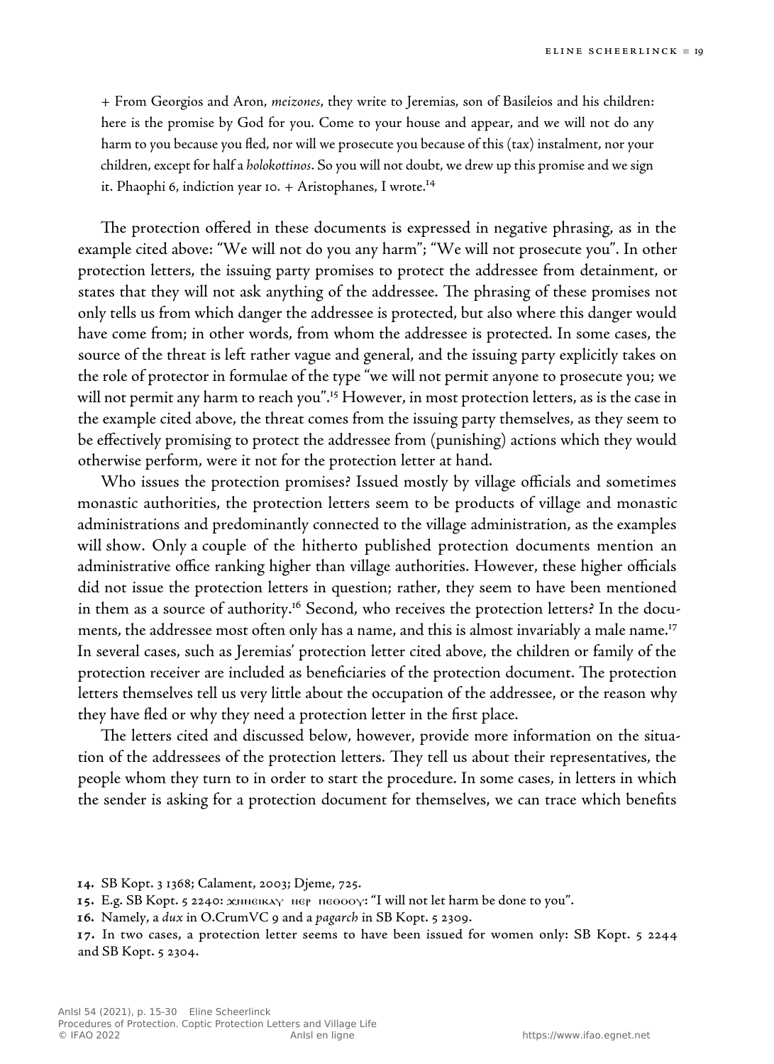+ From Georgios and Aron, *meizones*, they write to Jeremias, son of Basileios and his children: here is the promise by God for you. Come to your house and appear, and we will not do any harm to you because you fled, nor will we prosecute you because of this (tax) instalment, nor your children, except for half a *holokottinos*. So you will not doubt, we drew up this promise and we sign it. Phaophi 6, indiction year 10. + Aristophanes, I wrote.[14]

The protection offered in these documents is expressed in negative phrasing, as in the example cited above: "We will not do you any harm"; "We will not prosecute you". In other protection letters, the issuing party promises to protect the addressee from detainment, or states that they will not ask anything of the addressee. The phrasing of these promises not only tells us from which danger the addressee is protected, but also where this danger would have come from; in other words, from whom the addressee is protected. In some cases, the source of the threat is left rather vague and general, and the issuing party explicitly takes on the role of protector in formulae of the type "we will not permit anyone to prosecute you; we will not permit any harm to reach you".[15] However, in most protection letters, as is the case in the example cited above, the threat comes from the issuing party themselves, as they seem to be effectively promising to protect the addressee from (punishing) actions which they would otherwise perform, were it not for the protection letter at hand.

Who issues the protection promises? Issued mostly by village officials and sometimes monastic authorities, the protection letters seem to be products of village and monastic administrations and predominantly connected to the village administration, as the examples will show. Only a couple of the hitherto published protection documents mention an administrative office ranking higher than village authorities. However, these higher officials did not issue the protection letters in question; rather, they seem to have been mentioned in them as a source of authority.[16] Second, who receives the protection letters? In the documents, the addressee most often only has a name, and this is almost invariably a male name.[17] In several cases, such as Jeremias' protection letter cited above, the children or family of the protection receiver are included as beneficiaries of the protection document. The protection letters themselves tell us very little about the occupation of the addressee, or the reason why they have fled or why they need a protection letter in the first place.

The letters cited and discussed below, however, provide more information on the situation of the addressees of the protection letters. They tell us about their representatives, the people whom they turn to in order to start the procedure. In some cases, in letters in which the sender is asking for a protection document for themselves, we can trace which benefits

14. SB Kopt. 3 1368; Calament, 2003; Djeme, 725.

15. E.g. SB Kopt. 5 2240: ⲭⲛⲛⲉⲓⲕⲁⲩ ⲛⲉⲣ ⲡⲉⲑⲟⲟⲩ: "I will not let harm be done to you".

16. Namely, a *dux* in O.CrumVC 9 and a *pagarch* in SB Kopt. 5 2309.

17. In two cases, a protection letter seems to have been issued for women only: SB Kopt. 5 2244 and SB Kopt. 5 2304.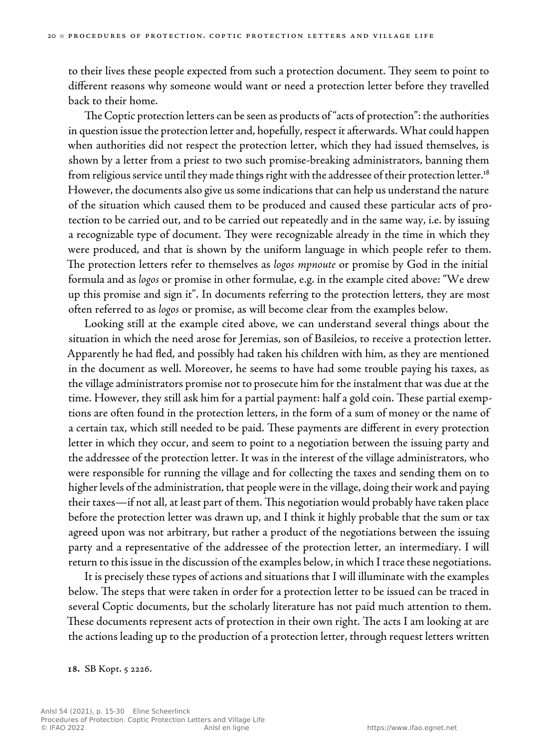to their lives these people expected from such a protection document. They seem to point to different reasons why someone would want or need a protection letter before they travelled back to their home.

The Coptic protection letters can be seen as products of "acts of protection": the authorities in question issue the protection letter and, hopefully, respect it afterwards. What could happen when authorities did not respect the protection letter, which they had issued themselves, is shown by a letter from a priest to two such promise-breaking administrators, banning them from religious service until they made things right with the addressee of their protection letter.[18] However, the documents also give us some indications that can help us understand the nature of the situation which caused them to be produced and caused these particular acts of protection to be carried out, and to be carried out repeatedly and in the same way, i.e. by issuing a recognizable type of document. They were recognizable already in the time in which they were produced, and that is shown by the uniform language in which people refer to them. The protection letters refer to themselves as *logos mpnoute* or promise by God in the initial formula and as *logos* or promise in other formulae, e.g. in the example cited above: "We drew up this promise and sign it". In documents referring to the protection letters, they are most often referred to as *logos* or promise, as will become clear from the examples below.

Looking still at the example cited above, we can understand several things about the situation in which the need arose for Jeremias, son of Basileios, to receive a protection letter. Apparently he had fled, and possibly had taken his children with him, as they are mentioned in the document as well. Moreover, he seems to have had some trouble paying his taxes, as the village administrators promise not to prosecute him for the instalment that was due at the time. However, they still ask him for a partial payment: half a gold coin. These partial exemptions are often found in the protection letters, in the form of a sum of money or the name of a certain tax, which still needed to be paid. These payments are different in every protection letter in which they occur, and seem to point to a negotiation between the issuing party and the addressee of the protection letter. It was in the interest of the village administrators, who were responsible for running the village and for collecting the taxes and sending them on to higher levels of the administration, that people were in the village, doing their work and paying their taxes—if not all, at least part of them. This negotiation would probably have taken place before the protection letter was drawn up, and I think it highly probable that the sum or tax agreed upon was not arbitrary, but rather a product of the negotiations between the issuing party and a representative of the addressee of the protection letter, an intermediary. I will return to this issue in the discussion of the examples below, in which I trace these negotiations.

It is precisely these types of actions and situations that I will illuminate with the examples below. The steps that were taken in order for a protection letter to be issued can be traced in several Coptic documents, but the scholarly literature has not paid much attention to them. These documents represent acts of protection in their own right. The acts I am looking at are the actions leading up to the production of a protection letter, through request letters written

18. SB Kopt. 5 2226.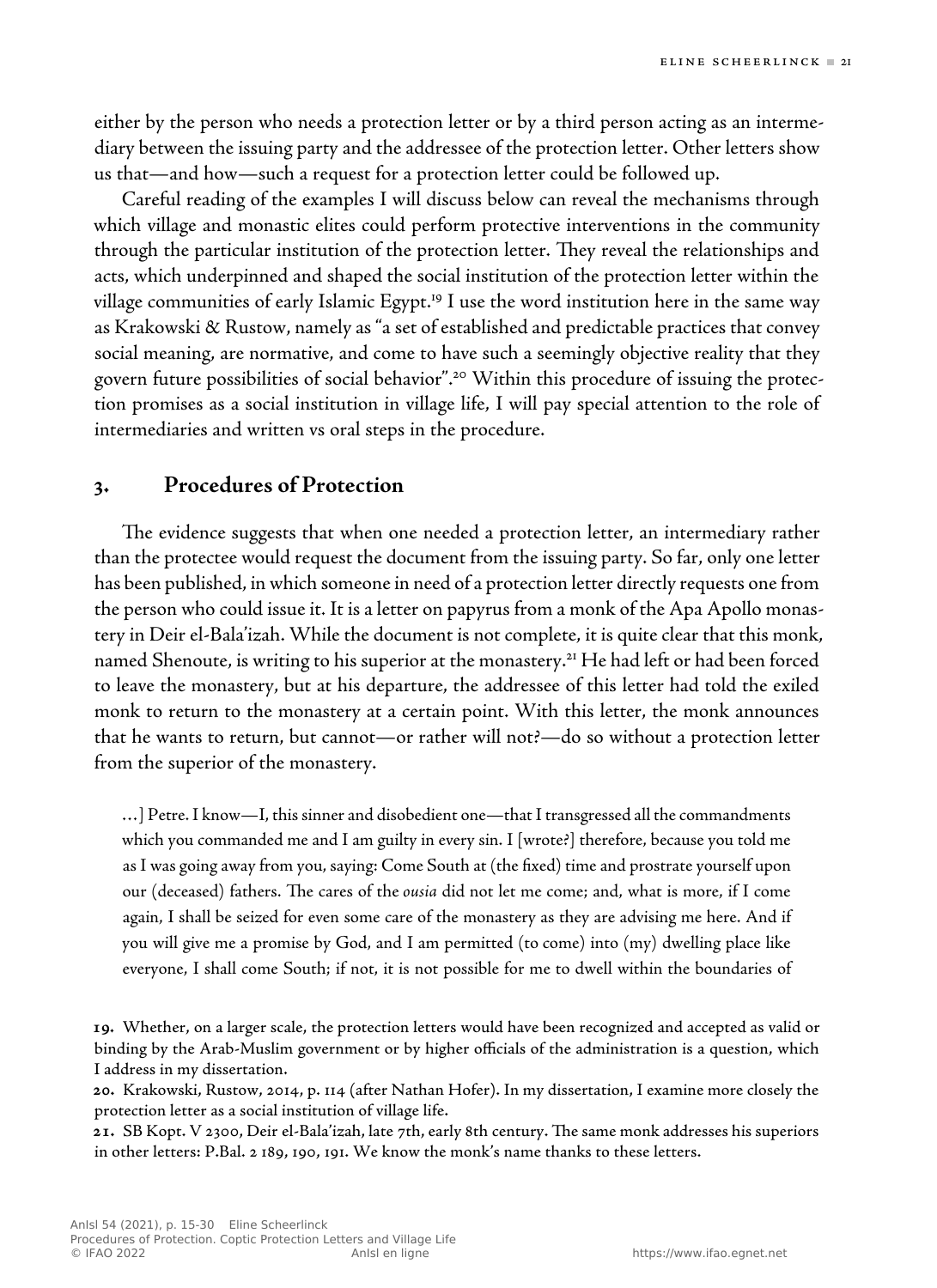either by the person who needs a protection letter or by a third person acting as an intermediary between the issuing party and the addressee of the protection letter. Other letters show us that—and how—such a request for a protection letter could be followed up.

Careful reading of the examples I will discuss below can reveal the mechanisms through which village and monastic elites could perform protective interventions in the community through the particular institution of the protection letter. They reveal the relationships and acts, which underpinned and shaped the social institution of the protection letter within the village communities of early Islamic Egypt.[19] I use the word institution here in the same way as Krakowski & Rustow, namely as "a set of established and predictable practices that convey social meaning, are normative, and come to have such a seemingly objective reality that they govern future possibilities of social behavior".[20] Within this procedure of issuing the protection promises as a social institution in village life, I will pay special attention to the role of intermediaries and written vs oral steps in the procedure.

## 3. Procedures of Protection

The evidence suggests that when one needed a protection letter, an intermediary rather than the protectee would request the document from the issuing party. So far, only one letter has been published, in which someone in need of a protection letter directly requests one from the person who could issue it. It is a letter on papyrus from a monk of the Apa Apollo monastery in Deir el-Bala'izah. While the document is not complete, it is quite clear that this monk, named Shenoute, is writing to his superior at the monastery.[21] He had left or had been forced to leave the monastery, but at his departure, the addressee of this letter had told the exiled monk to return to the monastery at a certain point. With this letter, the monk announces that he wants to return, but cannot—or rather will not?—do so without a protection letter from the superior of the monastery.

> …] Petre. I know—I, this sinner and disobedient one—that I transgressed all the commandments which you commanded me and I am guilty in every sin. I [wrote?] therefore, because you told me as I was going away from you, saying: Come South at (the fixed) time and prostrate yourself upon our (deceased) fathers. The cares of the *ousia* did not let me come; and, what is more, if I come again, I shall be seized for even some care of the monastery as they are advising me here. And if you will give me a promise by God, and I am permitted (to come) into (my) dwelling place like everyone, I shall come South; if not, it is not possible for me to dwell within the boundaries of

19. Whether, on a larger scale, the protection letters would have been recognized and accepted as valid or binding by the Arab-Muslim government or by higher officials of the administration is a question, which I address in my dissertation.

20. Krakowski, Rustow, 2014, p. 114 (after Nathan Hofer). In my dissertation, I examine more closely the protection letter as a social institution of village life.

21. SB Kopt. V 2300, Deir el-Bala'izah, late 7th, early 8th century. The same monk addresses his superiors in other letters: P.Bal. 2 189, 190, 191. We know the monk's name thanks to these letters.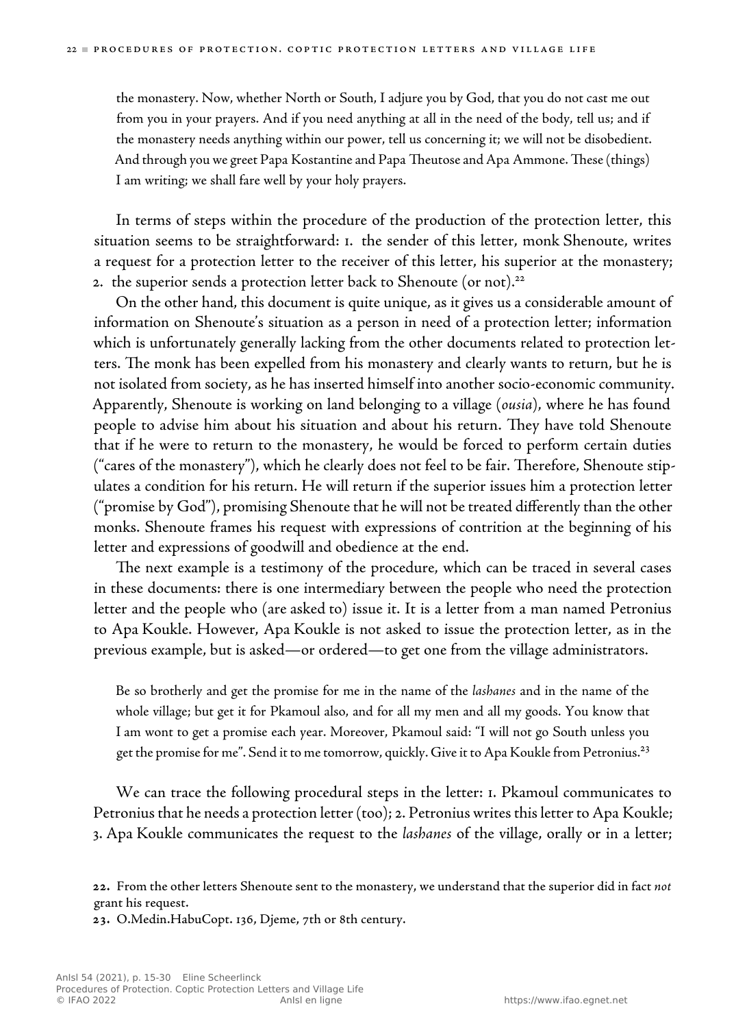the monastery. Now, whether North or South, I adjure you by God, that you do not cast me out from you in your prayers. And if you need anything at all in the need of the body, tell us; and if the monastery needs anything within our power, tell us concerning it; we will not be disobedient. And through you we greet Papa Kostantine and Papa Theutose and Apa Ammone. These (things) I am writing; we shall fare well by your holy prayers.

In terms of steps within the procedure of the production of the protection letter, this situation seems to be straightforward: 1. the sender of this letter, monk Shenoute, writes a request for a protection letter to the receiver of this letter, his superior at the monastery; 2. the superior sends a protection letter back to Shenoute (or not).[22]

On the other hand, this document is quite unique, as it gives us a considerable amount of information on Shenoute's situation as a person in need of a protection letter; information which is unfortunately generally lacking from the other documents related to protection letters. The monk has been expelled from his monastery and clearly wants to return, but he is not isolated from society, as he has inserted himself into another socio-economic community. Apparently, Shenoute is working on land belonging to a village (*ousia*), where he has found people to advise him about his situation and about his return. They have told Shenoute that if he were to return to the monastery, he would be forced to perform certain duties ("cares of the monastery"), which he clearly does not feel to be fair. Therefore, Shenoute stipulates a condition for his return. He will return if the superior issues him a protection letter ("promise by God"), promising Shenoute that he will not be treated differently than the other monks. Shenoute frames his request with expressions of contrition at the beginning of his letter and expressions of goodwill and obedience at the end.

The next example is a testimony of the procedure, which can be traced in several cases in these documents: there is one intermediary between the people who need the protection letter and the people who (are asked to) issue it. It is a letter from a man named Petronius to Apa Koukle. However, Apa Koukle is not asked to issue the protection letter, as in the previous example, but is asked—or ordered—to get one from the village administrators.

Be so brotherly and get the promise for me in the name of the *lashanes* and in the name of the whole village; but get it for Pkamoul also, and for all my men and all my goods. You know that I am wont to get a promise each year. Moreover, Pkamoul said: "I will not go South unless you get the promise for me". Send it to me tomorrow, quickly. Give it to Apa Koukle from Petronius.[23]

We can trace the following procedural steps in the letter: 1. Pkamoul communicates to Petronius that he needs a protection letter (too); 2. Petronius writes this letter to Apa Koukle; 3. Apa Koukle communicates the request to the *lashanes* of the village, orally or in a letter;

**22.** From the other letters Shenoute sent to the monastery, we understand that the superior did in fact *not* grant his request.

**23.** O.Medin.HabuCopt. 136, Djeme, 7th or 8th century.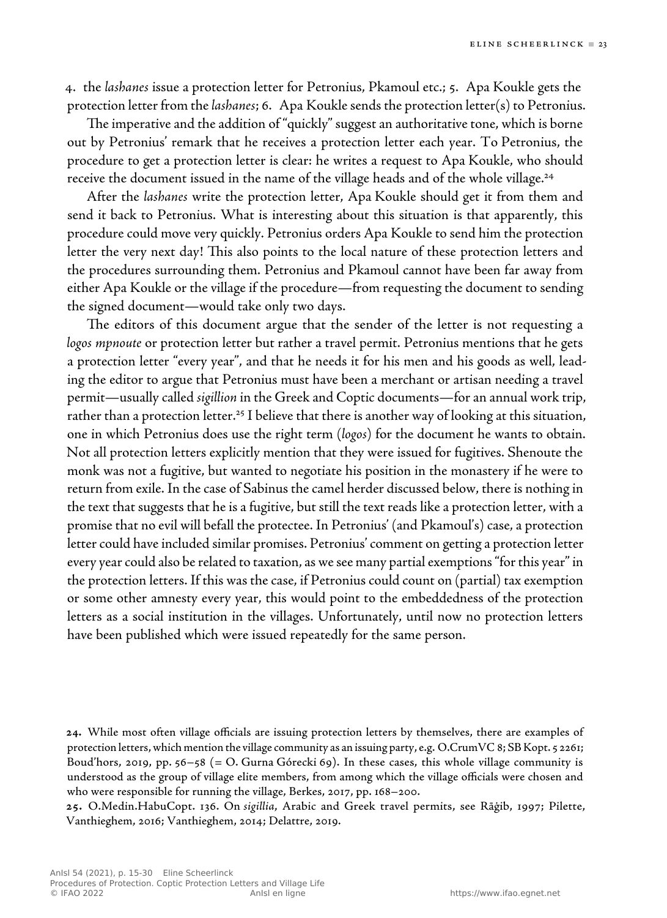4. the *lashanes* issue a protection letter for Petronius, Pkamoul etc.; 5. Apa Koukle gets the protection letter from the *lashanes*; 6. Apa Koukle sends the protection letter(s) to Petronius.

The imperative and the addition of "quickly" suggest an authoritative tone, which is borne out by Petronius' remark that he receives a protection letter each year. To Petronius, the procedure to get a protection letter is clear: he writes a request to Apa Koukle, who should receive the document issued in the name of the village heads and of the whole village.[24]

After the *lashanes* write the protection letter, Apa Koukle should get it from them and send it back to Petronius. What is interesting about this situation is that apparently, this procedure could move very quickly. Petronius orders Apa Koukle to send him the protection letter the very next day! This also points to the local nature of these protection letters and the procedures surrounding them. Petronius and Pkamoul cannot have been far away from either Apa Koukle or the village if the procedure—from requesting the document to sending the signed document—would take only two days.

The editors of this document argue that the sender of the letter is not requesting a *logos mpnoute* or protection letter but rather a travel permit. Petronius mentions that he gets a protection letter "every year", and that he needs it for his men and his goods as well, leading the editor to argue that Petronius must have been a merchant or artisan needing a travel permit—usually called *sigillion* in the Greek and Coptic documents—for an annual work trip, rather than a protection letter.[25] I believe that there is another way of looking at this situation, one in which Petronius does use the right term (*logos*) for the document he wants to obtain. Not all protection letters explicitly mention that they were issued for fugitives. Shenoute the monk was not a fugitive, but wanted to negotiate his position in the monastery if he were to return from exile. In the case of Sabinus the camel herder discussed below, there is nothing in the text that suggests that he is a fugitive, but still the text reads like a protection letter, with a promise that no evil will befall the protectee. In Petronius' (and Pkamoul's) case, a protection letter could have included similar promises. Petronius' comment on getting a protection letter every year could also be related to taxation, as we see many partial exemptions "for this year" in the protection letters. If this was the case, if Petronius could count on (partial) tax exemption or some other amnesty every year, this would point to the embeddedness of the protection letters as a social institution in the villages. Unfortunately, until now no protection letters have been published which were issued repeatedly for the same person.

---

**24.** While most often village officials are issuing protection letters by themselves, there are examples of protection letters, which mention the village community as an issuing party, e.g. O.CrumVC 8; SB Kopt. 5 2261; Boud'hors, 2019, pp. 56–58 (= O. Gurna Górecki 69). In these cases, this whole village community is understood as the group of village elite members, from among which the village officials were chosen and who were responsible for running the village, Berkes, 2017, pp. 168–200.

**25.** O.Medin.HabuCopt. 136. On *sigillia*, Arabic and Greek travel permits, see Rāġib, 1997; Pilette, Vanthieghem, 2016; Vanthieghem, 2014; Delattre, 2019.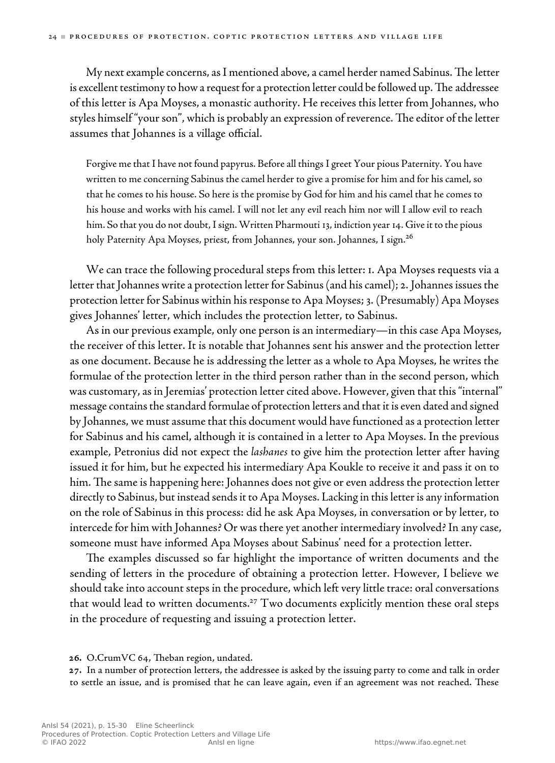My next example concerns, as I mentioned above, a camel herder named Sabinus. The letter is excellent testimony to how a request for a protection letter could be followed up. The addressee of this letter is Apa Moyses, a monastic authority. He receives this letter from Johannes, who styles himself "your son", which is probably an expression of reverence. The editor of the letter assumes that Johannes is a village official.

> Forgive me that I have not found papyrus. Before all things I greet Your pious Paternity. You have written to me concerning Sabinus the camel herder to give a promise for him and for his camel, so that he comes to his house. So here is the promise by God for him and his camel that he comes to his house and works with his camel. I will not let any evil reach him nor will I allow evil to reach him. So that you do not doubt, I sign. Written Pharmouti 13, indiction year 14. Give it to the pious holy Paternity Apa Moyses, priest, from Johannes, your son. Johannes, I sign.[26]

We can trace the following procedural steps from this letter: 1. Apa Moyses requests via a letter that Johannes write a protection letter for Sabinus (and his camel); 2. Johannes issues the protection letter for Sabinus within his response to Apa Moyses; 3. (Presumably) Apa Moyses gives Johannes' letter, which includes the protection letter, to Sabinus.

As in our previous example, only one person is an intermediary—in this case Apa Moyses, the receiver of this letter. It is notable that Johannes sent his answer and the protection letter as one document. Because he is addressing the letter as a whole to Apa Moyses, he writes the formulae of the protection letter in the third person rather than in the second person, which was customary, as in Jeremias' protection letter cited above. However, given that this "internal" message contains the standard formulae of protection letters and that it is even dated and signed by Johannes, we must assume that this document would have functioned as a protection letter for Sabinus and his camel, although it is contained in a letter to Apa Moyses. In the previous example, Petronius did not expect the *lashanes* to give him the protection letter after having issued it for him, but he expected his intermediary Apa Koukle to receive it and pass it on to him. The same is happening here: Johannes does not give or even address the protection letter directly to Sabinus, but instead sends it to Apa Moyses. Lacking in this letter is any information on the role of Sabinus in this process: did he ask Apa Moyses, in conversation or by letter, to intercede for him with Johannes? Or was there yet another intermediary involved? In any case, someone must have informed Apa Moyses about Sabinus' need for a protection letter.

The examples discussed so far highlight the importance of written documents and the sending of letters in the procedure of obtaining a protection letter. However, I believe we should take into account steps in the procedure, which left very little trace: oral conversations that would lead to written documents.[27] Two documents explicitly mention these oral steps in the procedure of requesting and issuing a protection letter.

---

**26.** O.CrumVC 64, Theban region, undated.

**27.** In a number of protection letters, the addressee is asked by the issuing party to come and talk in order to settle an issue, and is promised that he can leave again, even if an agreement was not reached. These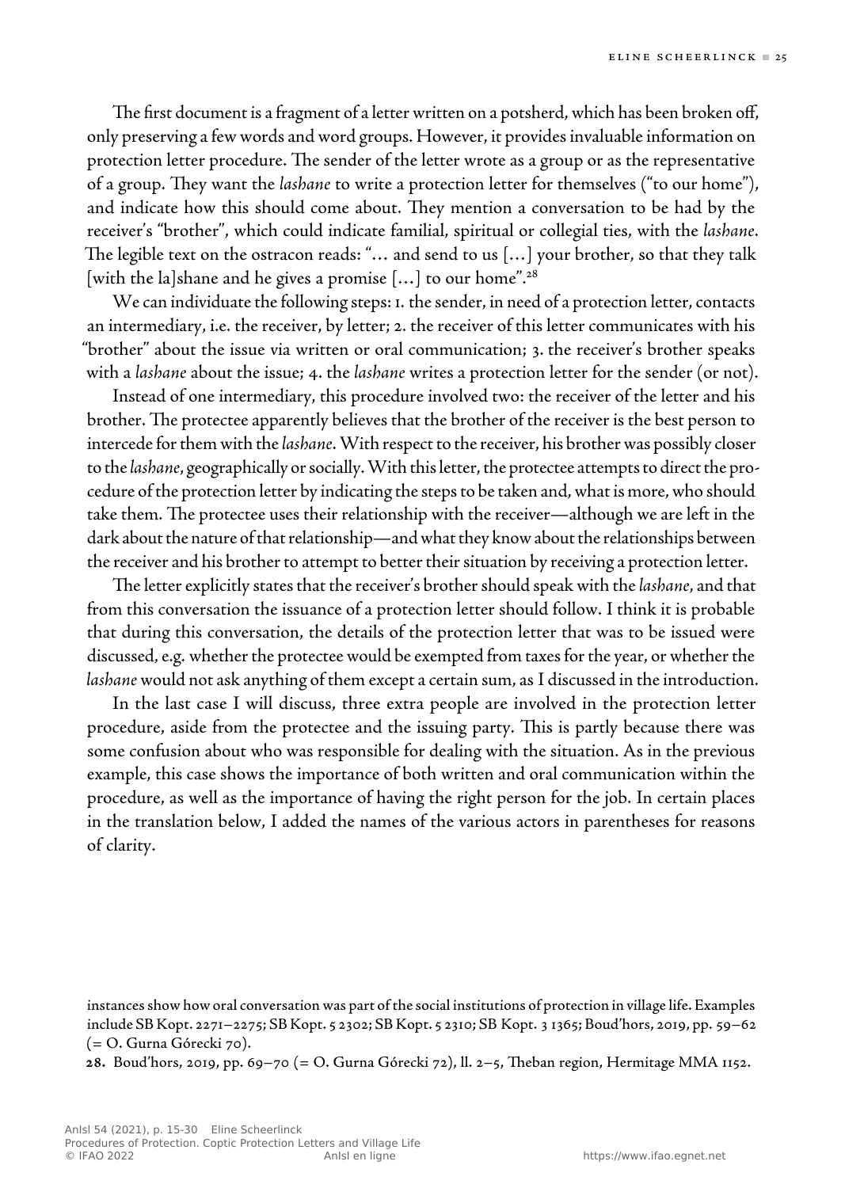The first document is a fragment of a letter written on a potsherd, which has been broken off, only preserving a few words and word groups. However, it provides invaluable information on protection letter procedure. The sender of the letter wrote as a group or as the representative of a group. They want the *lashane* to write a protection letter for themselves ("to our home"), and indicate how this should come about. They mention a conversation to be had by the receiver's "brother", which could indicate familial, spiritual or collegial ties, with the *lashane*. The legible text on the ostracon reads: "… and send to us […] your brother, so that they talk [with the la]shane and he gives a promise […] to our home".[28]

We can individuate the following steps: 1. the sender, in need of a protection letter, contacts an intermediary, i.e. the receiver, by letter; 2. the receiver of this letter communicates with his "brother" about the issue via written or oral communication; 3. the receiver's brother speaks with a *lashane* about the issue; 4. the *lashane* writes a protection letter for the sender (or not).

Instead of one intermediary, this procedure involved two: the receiver of the letter and his brother. The protectee apparently believes that the brother of the receiver is the best person to intercede for them with the *lashane*. With respect to the receiver, his brother was possibly closer to the *lashane*, geographically or socially. With this letter, the protectee attempts to direct the procedure of the protection letter by indicating the steps to be taken and, what is more, who should take them. The protectee uses their relationship with the receiver—although we are left in the dark about the nature of that relationship—and what they know about the relationships between the receiver and his brother to attempt to better their situation by receiving a protection letter.

The letter explicitly states that the receiver's brother should speak with the *lashane*, and that from this conversation the issuance of a protection letter should follow. I think it is probable that during this conversation, the details of the protection letter that was to be issued were discussed, e.g. whether the protectee would be exempted from taxes for the year, or whether the *lashane* would not ask anything of them except a certain sum, as I discussed in the introduction.

In the last case I will discuss, three extra people are involved in the protection letter procedure, aside from the protectee and the issuing party. This is partly because there was some confusion about who was responsible for dealing with the situation. As in the previous example, this case shows the importance of both written and oral communication within the procedure, as well as the importance of having the right person for the job. In certain places in the translation below, I added the names of the various actors in parentheses for reasons of clarity.

instances show how oral conversation was part of the social institutions of protection in village life. Examples include SB Kopt. 2271–2275; SB Kopt. 5 2302; SB Kopt. 5 2310; SB Kopt. 3 1365; Boud'hors, 2019, pp. 59–62 (= O. Gurna Górecki 70).

**28.** Boud'hors, 2019, pp. 69–70 (= O. Gurna Górecki 72), ll. 2–5, Theban region, Hermitage MMA 1152.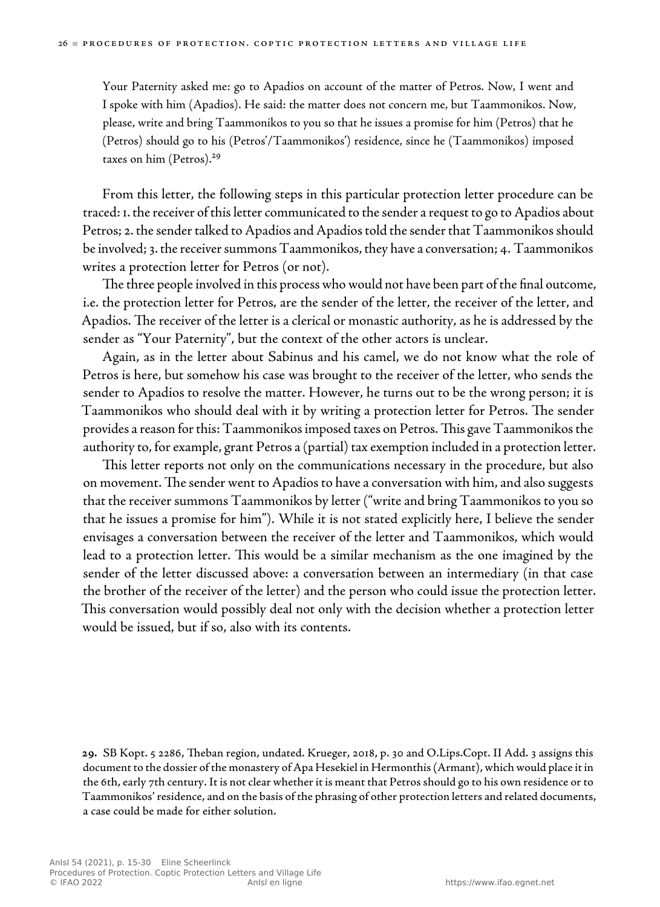> Your Paternity asked me: go to Apadios on account of the matter of Petros. Now, I went and I spoke with him (Apadios). He said: the matter does not concern me, but Taammonikos. Now, please, write and bring Taammonikos to you so that he issues a promise for him (Petros) that he (Petros) should go to his (Petros'/Taammonikos') residence, since he (Taammonikos) imposed taxes on him (Petros).[29]

From this letter, the following steps in this particular protection letter procedure can be traced: 1. the receiver of this letter communicated to the sender a request to go to Apadios about Petros; 2. the sender talked to Apadios and Apadios told the sender that Taammonikos should be involved; 3. the receiver summons Taammonikos, they have a conversation; 4. Taammonikos writes a protection letter for Petros (or not).

The three people involved in this process who would not have been part of the final outcome, i.e. the protection letter for Petros, are the sender of the letter, the receiver of the letter, and Apadios. The receiver of the letter is a clerical or monastic authority, as he is addressed by the sender as "Your Paternity", but the context of the other actors is unclear.

Again, as in the letter about Sabinus and his camel, we do not know what the role of Petros is here, but somehow his case was brought to the receiver of the letter, who sends the sender to Apadios to resolve the matter. However, he turns out to be the wrong person; it is Taammonikos who should deal with it by writing a protection letter for Petros. The sender provides a reason for this: Taammonikos imposed taxes on Petros. This gave Taammonikos the authority to, for example, grant Petros a (partial) tax exemption included in a protection letter.

This letter reports not only on the communications necessary in the procedure, but also on movement. The sender went to Apadios to have a conversation with him, and also suggests that the receiver summons Taammonikos by letter ("write and bring Taammonikos to you so that he issues a promise for him"). While it is not stated explicitly here, I believe the sender envisages a conversation between the receiver of the letter and Taammonikos, which would lead to a protection letter. This would be a similar mechanism as the one imagined by the sender of the letter discussed above: a conversation between an intermediary (in that case the brother of the receiver of the letter) and the person who could issue the protection letter. This conversation would possibly deal not only with the decision whether a protection letter would be issued, but if so, also with its contents.

**29.** SB Kopt. 5 2286, Theban region, undated. Krueger, 2018, p. 30 and O.Lips.Copt. II Add. 3 assigns this document to the dossier of the monastery of Apa Hesekiel in Hermonthis (Armant), which would place it in the 6th, early 7th century. It is not clear whether it is meant that Petros should go to his own residence or to Taammonikos' residence, and on the basis of the phrasing of other protection letters and related documents, a case could be made for either solution.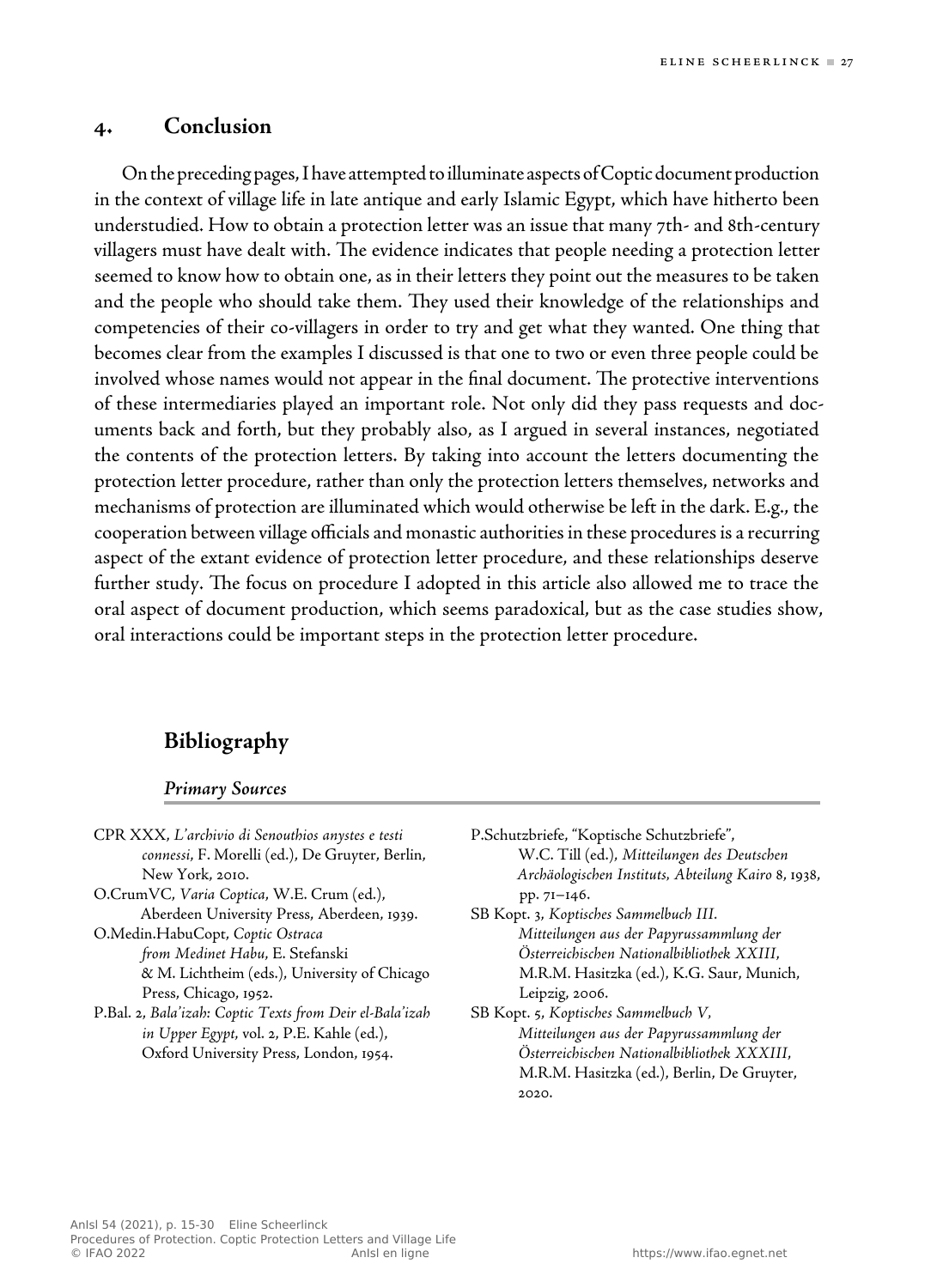## 4. Conclusion

On the preceding pages, I have attempted to illuminate aspects of Coptic document production in the context of village life in late antique and early Islamic Egypt, which have hitherto been understudied. How to obtain a protection letter was an issue that many 7th- and 8th-century villagers must have dealt with. The evidence indicates that people needing a protection letter seemed to know how to obtain one, as in their letters they point out the measures to be taken and the people who should take them. They used their knowledge of the relationships and competencies of their co-villagers in order to try and get what they wanted. One thing that becomes clear from the examples I discussed is that one to two or even three people could be involved whose names would not appear in the final document. The protective interventions of these intermediaries played an important role. Not only did they pass requests and documents back and forth, but they probably also, as I argued in several instances, negotiated the contents of the protection letters. By taking into account the letters documenting the protection letter procedure, rather than only the protection letters themselves, networks and mechanisms of protection are illuminated which would otherwise be left in the dark. E.g., the cooperation between village officials and monastic authorities in these procedures is a recurring aspect of the extant evidence of protection letter procedure, and these relationships deserve further study. The focus on procedure I adopted in this article also allowed me to trace the oral aspect of document production, which seems paradoxical, but as the case studies show, oral interactions could be important steps in the protection letter procedure.

## Bibliography

### *Primary Sources*

CPR XXX, *L'archivio di Senouthios anystes e testi connessi*, F. Morelli (ed.), De Gruyter, Berlin, New York, 2010.

O.CrumVC, *Varia Coptica*, W.E. Crum (ed.), Aberdeen University Press, Aberdeen, 1939.

O.Medin.HabuCopt, *Coptic Ostraca from Medinet Habu*, E. Stefanski & M. Lichtheim (eds.), University of Chicago Press, Chicago, 1952.

P.Bal. 2, *Bala'izah: Coptic Texts from Deir el-Bala'izah in Upper Egypt*, vol. 2, P.E. Kahle (ed.), Oxford University Press, London, 1954.

P.Schutzbriefe, "Koptische Schutzbriefe", W.C. Till (ed.), *Mitteilungen des Deutschen Archäologischen Instituts, Abteilung Kairo* 8, 1938, pp. 71–146.

SB Kopt. 3, *Koptisches Sammelbuch III. Mitteilungen aus der Papyrussammlung der Österreichischen Nationalbibliothek XXIII*, M.R.M. Hasitzka (ed.), K.G. Saur, Munich, Leipzig, 2006.

SB Kopt. 5, *Koptisches Sammelbuch V, Mitteilungen aus der Papyrussammlung der Österreichischen Nationalbibliothek XXXIII*, M.R.M. Hasitzka (ed.), Berlin, De Gruyter, 2020.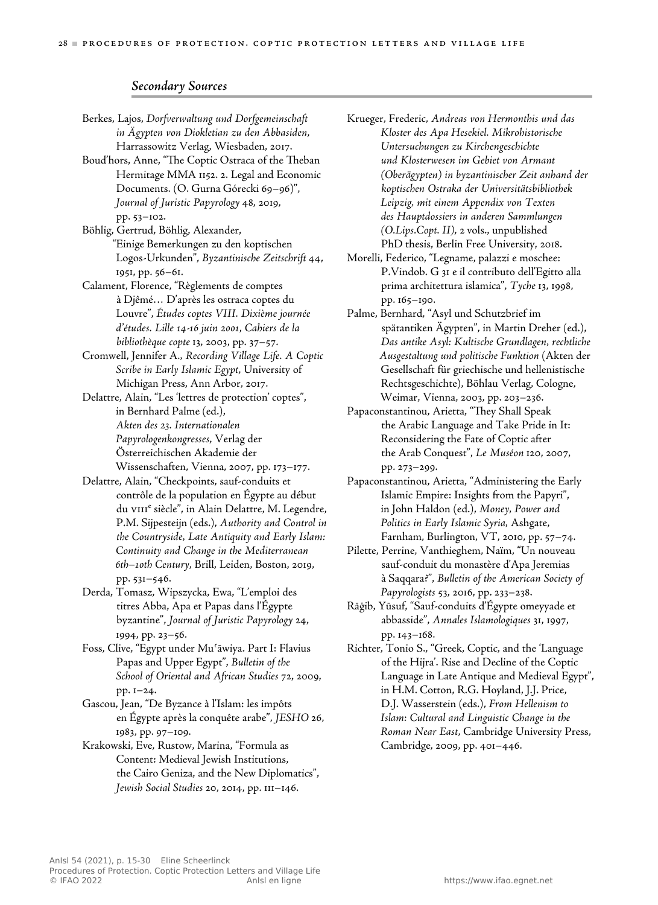## Secondary Sources

Berkes, Lajos, *Dorfverwaltung und Dorfgemeinschaft in Ägypten von Diokletian zu den Abbasiden*, Harrassowitz Verlag, Wiesbaden, 2017.

Boud'hors, Anne, "The Coptic Ostraca of the Theban Hermitage MMA 1152. 2. Legal and Economic Documents. (O. Gurna Górecki 69–96)", *Journal of Juristic Papyrology* 48, 2019, pp. 53–102.

Böhlig, Gertrud, Böhlig, Alexander, "Einige Bemerkungen zu den koptischen Logos-Urkunden", *Byzantinische Zeitschrift* 44, 1951, pp. 56–61.

Calament, Florence, "Règlements de comptes à Djêmé… D'après les ostraca coptes du Louvre", *Études coptes VIII. Dixième journée d'études. Lille 14-16 juin 2001*, *Cahiers de la bibliothèque copte* 13, 2003, pp. 37–57.

Cromwell, Jennifer A., *Recording Village Life. A Coptic Scribe in Early Islamic Egypt*, University of Michigan Press, Ann Arbor, 2017.

Delattre, Alain, "Les 'lettres de protection' coptes", in Bernhard Palme (ed.), *Akten des 23. Internationalen Papyrologenkongresses*, Verlag der Österreichischen Akademie der Wissenschaften, Vienna, 2007, pp. 173–177.

Delattre, Alain, "Checkpoints, sauf-conduits et contrôle de la population en Égypte au début du VIII^e siècle", in Alain Delattre, M. Legendre, P.M. Sijpesteijn (eds.), *Authority and Control in the Countryside, Late Antiquity and Early Islam: Continuity and Change in the Mediterranean 6th–10th Century*, Brill, Leiden, Boston, 2019, pp. 531–546.

Derda, Tomasz, Wipszycka, Ewa, "L'emploi des titres Abba, Apa et Papas dans l'Égypte byzantine", *Journal of Juristic Papyrology* 24, 1994, pp. 23–56.

Foss, Clive, "Egypt under Muʿāwiya. Part I: Flavius Papas and Upper Egypt", *Bulletin of the School of Oriental and African Studies* 72, 2009, pp. 1–24.

Gascou, Jean, "De Byzance à l'Islam: les impôts en Égypte après la conquête arabe", *JESHO* 26, 1983, pp. 97–109.

Krakowski, Eve, Rustow, Marina, "Formula as Content: Medieval Jewish Institutions, the Cairo Geniza, and the New Diplomatics", *Jewish Social Studies* 20, 2014, pp. 111–146.

Krueger, Frederic, *Andreas von Hermonthis und das Kloster des Apa Hesekiel. Mikrohistorische Untersuchungen zu Kirchengeschichte und Klosterwesen im Gebiet von Armant (Oberägypten) in byzantinischer Zeit anhand der koptischen Ostraka der Universitätsbibliothek Leipzig, mit einem Appendix von Texten des Hauptdossiers in anderen Sammlungen (O.Lips.Copt. II)*, 2 vols., unpublished PhD thesis, Berlin Free University, 2018.

Morelli, Federico, "Legname, palazzi e moschee: P.Vindob. G 31 e il contributo dell'Egitto alla prima architettura islamica", *Tyche* 13, 1998, pp. 165–190.

Palme, Bernhard, "Asyl und Schutzbrief im spätantiken Ägypten", in Martin Dreher (ed.), *Das antike Asyl: Kultische Grundlagen, rechtliche Ausgestaltung und politische Funktion* (Akten der Gesellschaft für griechische und hellenistische Rechtsgeschichte), Böhlau Verlag, Cologne, Weimar, Vienna, 2003, pp. 203–236.

Papaconstantinou, Arietta, "They Shall Speak the Arabic Language and Take Pride in It: Reconsidering the Fate of Coptic after the Arab Conquest", *Le Muséon* 120, 2007, pp. 273–299.

Papaconstantinou, Arietta, "Administering the Early Islamic Empire: Insights from the Papyri", in John Haldon (ed.), *Money, Power and Politics in Early Islamic Syria*, Ashgate, Farnham, Burlington, VT, 2010, pp. 57–74.

Pilette, Perrine, Vanthieghem, Naïm, "Un nouveau sauf-conduit du monastère d'Apa Jeremias à Saqqara?", *Bulletin of the American Society of Papyrologists* 53, 2016, pp. 233–238.

Rāġib, Yūsuf, "Sauf-conduits d'Égypte omeyyade et abbasside", *Annales Islamologiques* 31, 1997, pp. 143–168.

Richter, Tonio S., "Greek, Coptic, and the 'Language of the Hijra'. Rise and Decline of the Coptic Language in Late Antique and Medieval Egypt", in H.M. Cotton, R.G. Hoyland, J.J. Price, D.J. Wasserstein (eds.), *From Hellenism to Islam: Cultural and Linguistic Change in the Roman Near East*, Cambridge University Press, Cambridge, 2009, pp. 401–446.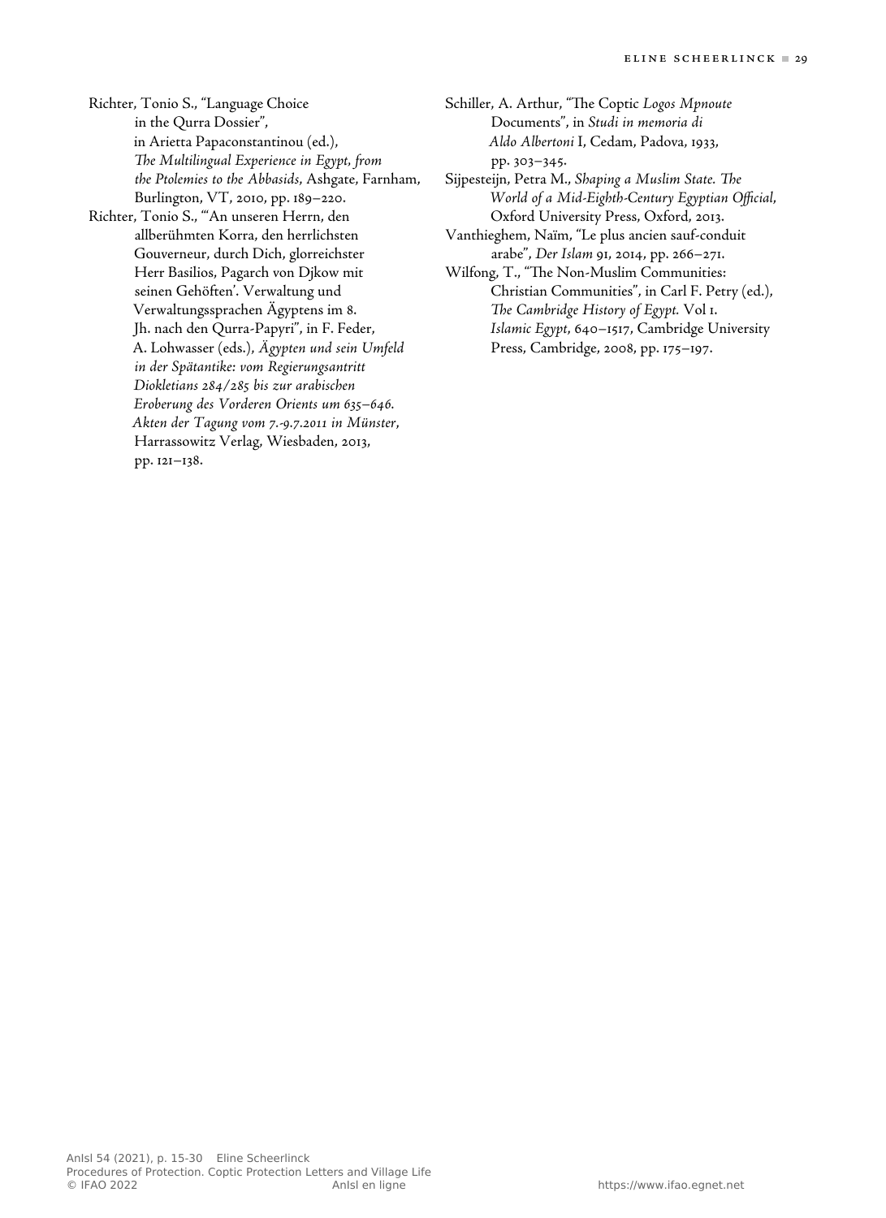Richter, Tonio S., "Language Choice in the Qurra Dossier", in Arietta Papaconstantinou (ed.), *The Multilingual Experience in Egypt, from the Ptolemies to the Abbasids*, Ashgate, Farnham, Burlington, VT, 2010, pp. 189–220.

Richter, Tonio S., "'An unseren Herrn, den allberühmten Korra, den herrlichsten Gouverneur, durch Dich, glorreichster Herr Basilios, Pagarch von Djkow mit seinen Gehöften'. Verwaltung und Verwaltungssprachen Ägyptens im 8. Jh. nach den Qurra-Papyri", in F. Feder, A. Lohwasser (eds.), *Ägypten und sein Umfeld in der Spätantike: vom Regierungsantritt Diokletians 284/285 bis zur arabischen Eroberung des Vorderen Orients um 635–646. Akten der Tagung vom 7.-9.7.2011 in Münster*, Harrassowitz Verlag, Wiesbaden, 2013, pp. 121–138.

Schiller, A. Arthur, "The Coptic *Logos Mpnoute* Documents", in *Studi in memoria di Aldo Albertoni* I, Cedam, Padova, 1933, pp. 303–345.

Sijpesteijn, Petra M., *Shaping a Muslim State. The World of a Mid-Eighth-Century Egyptian Official*, Oxford University Press, Oxford, 2013.

Vanthieghem, Naïm, "Le plus ancien sauf-conduit arabe", *Der Islam* 91, 2014, pp. 266–271.

Wilfong, T., "The Non-Muslim Communities: Christian Communities", in Carl F. Petry (ed.), *The Cambridge History of Egypt.* Vol 1. *Islamic Egypt*, 640–1517, Cambridge University Press, Cambridge, 2008, pp. 175–197.